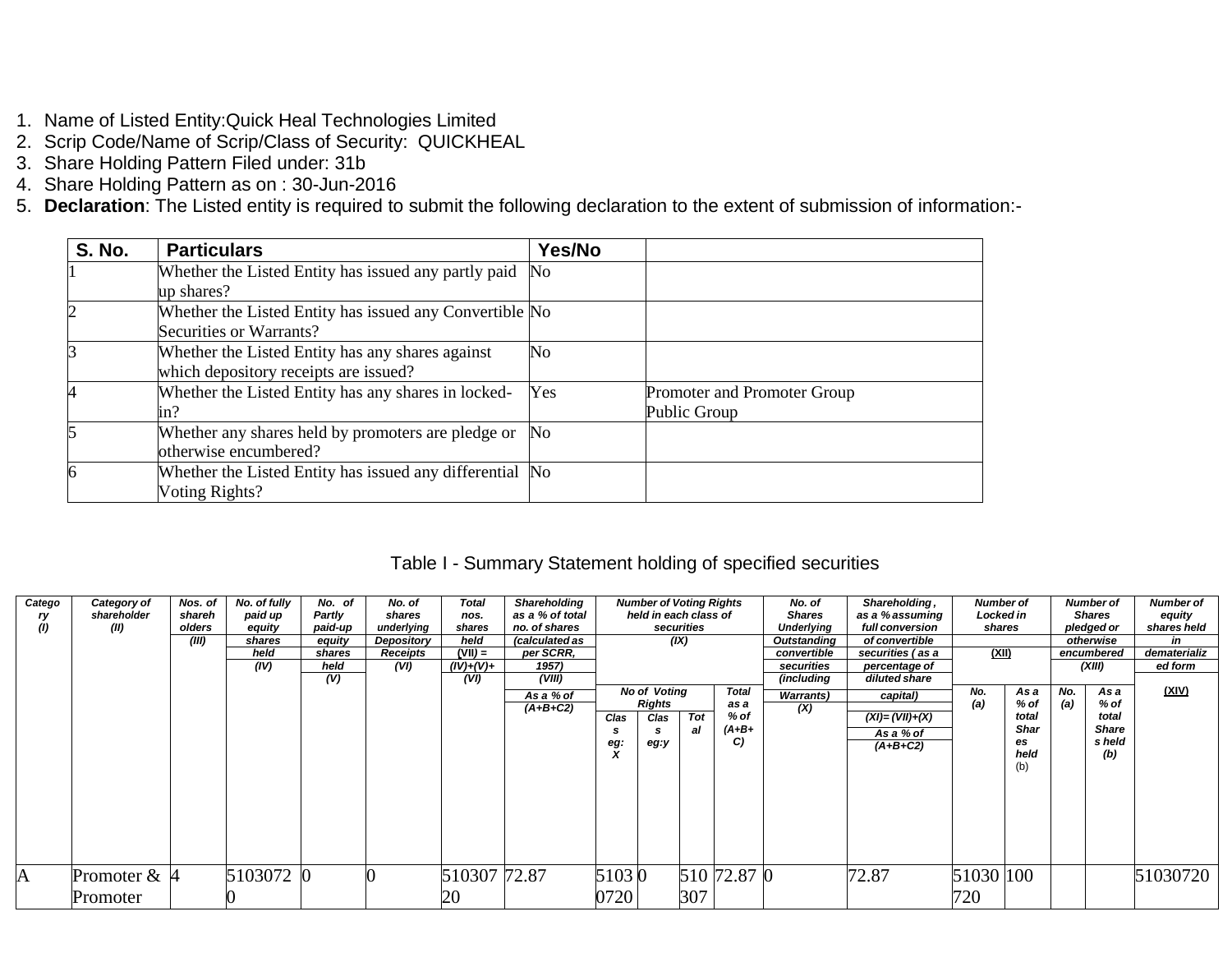1. Name of Listed Entity:Quick Heal Technologies Limited
2. Scrip Code/Name of Scrip/Class of Security: QUICKHEAL
3. Share Holding Pattern Filed under: 31b
4. Share Holding Pattern as on : 30-Jun-2016
5. **Declaration**: The Listed entity is required to submit the following declaration to the extent of submission of information:-

| S. No. | Particulars | Yes/No | |
|---|---|---|---|
| 1 | Whether the Listed Entity has issued any partly paid up shares? | No | |
| 2 | Whether the Listed Entity has issued any Convertible Securities or Warrants? | No | |
| 3 | Whether the Listed Entity has any shares against which depository receipts are issued? | No | |
| 4 | Whether the Listed Entity has any shares in locked-in? | Yes | Promoter and Promoter Group<br>Public Group |
| 5 | Whether any shares held by promoters are pledge or otherwise encumbered? | No | |
| 6 | Whether the Listed Entity has issued any differential Voting Rights? | No | |

Table I - Summary Statement holding of specified securities

| Category (I) | Category of shareholder (II) | Nos. of shareholders (III) | No. of fully paid up equity shares held (IV) | No. of Partly paid-up equity shares held (V) | No. of shares underlying Depository Receipts (VI) | Total nos. shares held (VII) = (IV)+(V)+ (VI) | Shareholding as a % of total no. of shares (calculated as per SCRR, 1957) (VIII) As a % of (A+B+C2) | Number of Voting Rights held in each class of securities (IX) | | | | No. of Shares Underlying Outstanding convertible securities (including Warrants) (X) | Shareholding , as a % assuming full conversion of convertible securities ( as a percentage of diluted share capital) (XI)= (VII)+(X) As a % of (A+B+C2) | Number of Locked in shares (XII) | | Number of Shares pledged or otherwise encumbered (XIII) | | Number of equity shares held in dematerialized form (XIV) |
|---|---|---|---|---|---|---|---|---|---|---|---|---|---|---|---|---|---|---|
| | | | | | | | | No of Voting Rights | | | Total as a % of (A+B+C) | | | No. (a) | As a % of total Shares held (b) | No. (a) | As a % of total Shares held (b) | |
| | | | | | | | | Class eg: X | Class eg:y | Total | | | | | | | | |
| A | Promoter & Promoter | 4 | 51030720 | 0 | 0 | 51030720 | 72.87 | 51030720 | 0 | 5103072 | 72.87 | 0 | 72.87 | 51030720 | 100 | | | 51030720 |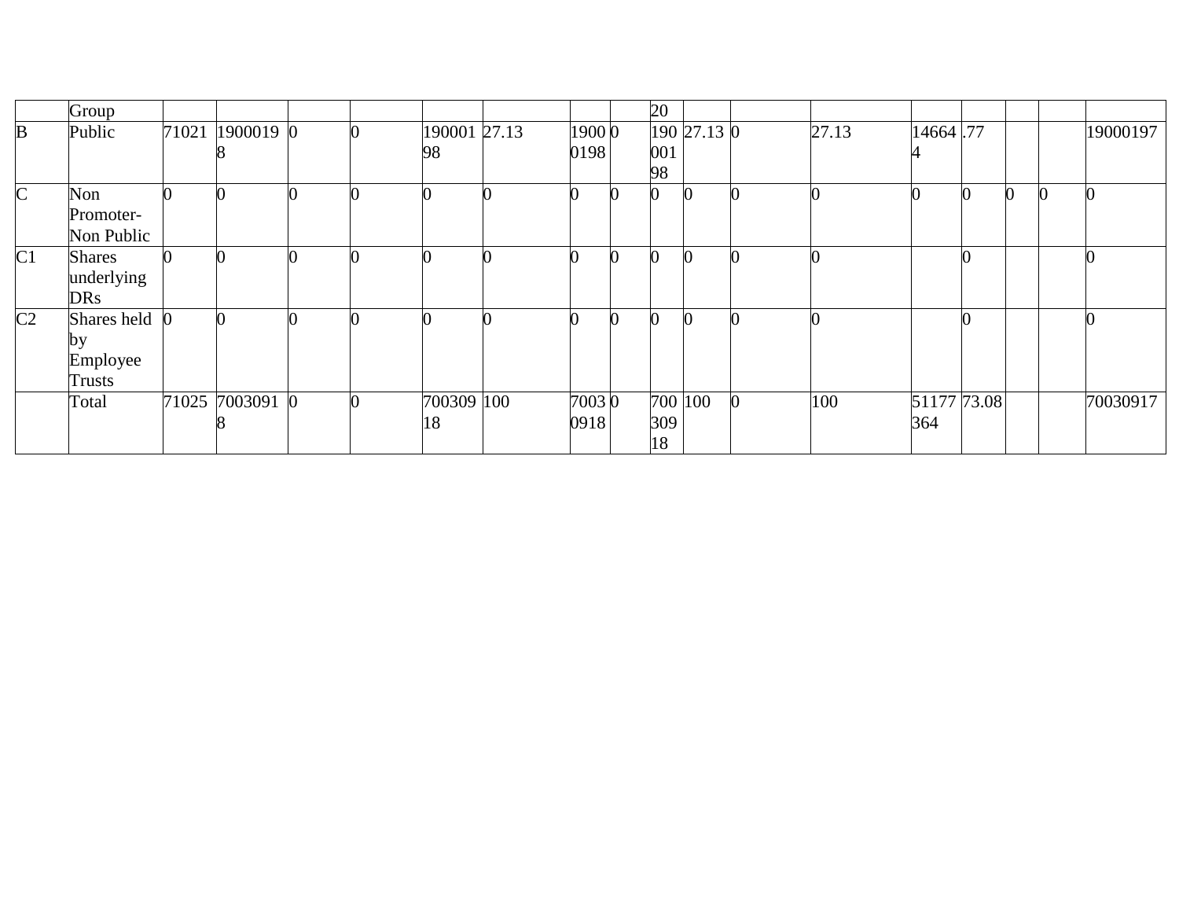| | Group | | | | | | | | | 20 | | | | | | | | |
|---|---|---|---|---|---|---|---|---|---|---|---|---|---|---|---|---|---|---|
| B | Public | 71021 | 19000198 | 0 | 0 | 19000198 | 27.13 | 19000198 | 0 | 19000198 | 27.13 | 0 | 27.13 | 146644 | .77 | | | 19000197 |
| C | Non Promoter- Non Public | 0 | 0 | 0 | 0 | 0 | 0 | 0 | 0 | 0 | 0 | 0 | 0 | 0 | 0 | 0 | 0 | 0 |
| C1 | Shares underlying DRs | 0 | 0 | 0 | 0 | 0 | 0 | 0 | 0 | 0 | 0 | 0 | 0 | | 0 | | | 0 |
| C2 | Shares held by Employee Trusts | 0 | 0 | 0 | 0 | 0 | 0 | 0 | 0 | 0 | 0 | 0 | 0 | | 0 | | | 0 |
| | Total | 71025 | 70030918 | 0 | 0 | 70030918 | 100 | 70030918 | 0 | 70030918 | 100 | 0 | 100 | 51177364 | 73.08 | | | 70030917 |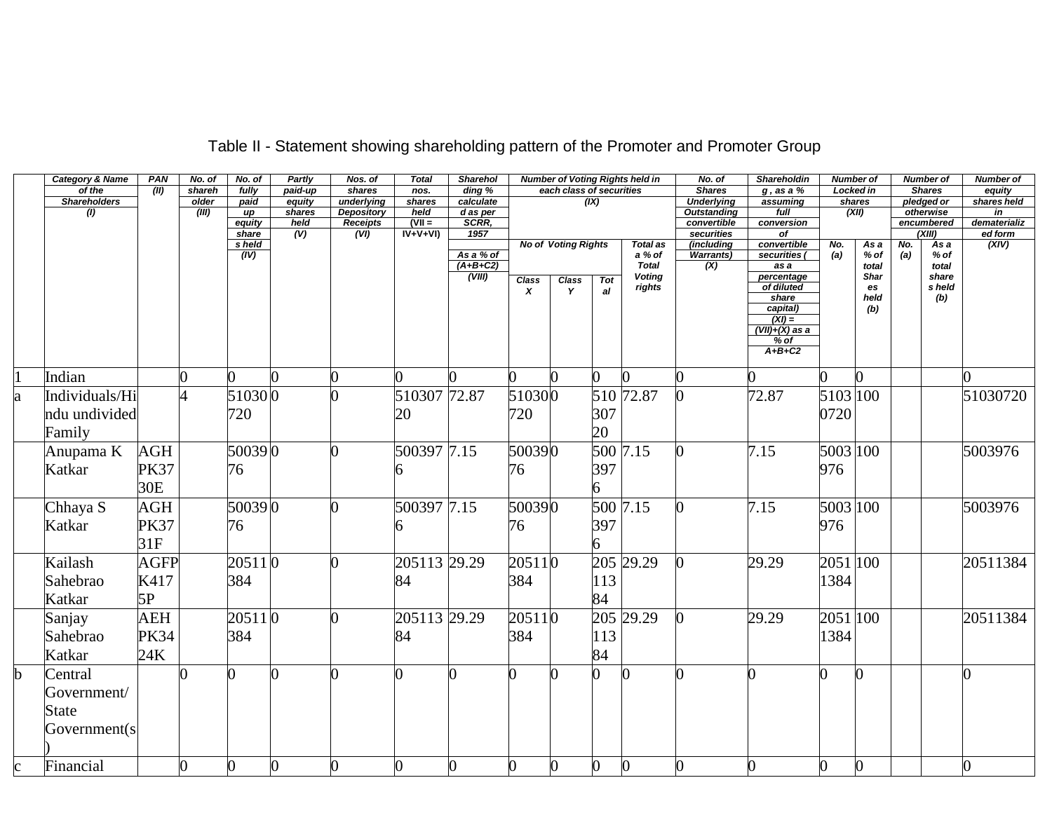## Table II - Statement showing shareholding pattern of the Promoter and Promoter Group

| | Category & Name of the Shareholders (I) | PAN (II) | No. of shareholder (III) | No. of fully paid up equity shares held (IV) | Partly paid-up equity shares held (V) | Nos. of shares underlying Depository Receipts (VI) | Total nos. shares held (VII = IV+V+VI) | Shareholding % calculated as per SCRR, 1957 As a % of (A+B+C2) (VIII) | Number of Voting Rights held in each class of securities (IX) | | | | No. of Shares Underlying Outstanding convertible securities (including Warrants) (X) | Shareholding , as a % assuming full conversion of convertible securities ( as a percentage of diluted share capital) (XI) = (VII)+(X) as a % of A+B+C2 | Number of Locked in shares (XII) | | Number of Shares pledged or otherwise encumbered (XIII) | | Number of equity shares held in dematerialized form (XIV) |
|---|---|---|---|---|---|---|---|---|---|---|---|---|---|---|---|---|---|---|---|
| | | | | | | | | | No of Voting Rights | | | Total as a % of Total Voting rights | | | No. (a) | As a % of total Shares held (b) | No. (a) | As a % of total shares held (b) | |
| | | | | | | | | | Class X | Class Y | Total | | | | | | | | |
| 1 | Indian | | 0 | 0 | 0 | 0 | 0 | 0 | 0 | 0 | 0 | 0 | 0 | 0 | 0 | 0 | | | 0 |
| a | Individuals/Hindu undivided Family | | 4 | 51030720 | 0 | 0 | 51030720 | 72.87 | 51030720 | 0 | 51030720 | 72.87 | 0 | 72.87 | 51030720 | 100 | | | 51030720 |
| | Anupama K Katkar | AGHPK3730E | | 5003976 | 0 | 0 | 5003976 | 7.15 | 5003976 | 0 | 5003976 | 7.15 | 0 | 7.15 | 5003976 | 100 | | | 5003976 |
| | Chhaya S Katkar | AGHPK3731F | | 5003976 | 0 | 0 | 5003976 | 7.15 | 5003976 | 0 | 5003976 | 7.15 | 0 | 7.15 | 5003976 | 100 | | | 5003976 |
| | Kailash Sahebrao Katkar | AGFPK4175P | | 20511384 | 0 | 0 | 20511384 | 29.29 | 20511384 | 0 | 20511384 | 29.29 | 0 | 29.29 | 20511384 | 100 | | | 20511384 |
| | Sanjay Sahebrao Katkar | AEHPK3424K | | 20511384 | 0 | 0 | 20511384 | 29.29 | 20511384 | 0 | 20511384 | 29.29 | 0 | 29.29 | 20511384 | 100 | | | 20511384 |
| b | Central Government/ State Government(s) | | 0 | 0 | 0 | 0 | 0 | 0 | 0 | 0 | 0 | 0 | 0 | 0 | 0 | 0 | | | 0 |
| c | Financial | | 0 | 0 | 0 | 0 | 0 | 0 | 0 | 0 | 0 | 0 | 0 | 0 | 0 | 0 | | | 0 |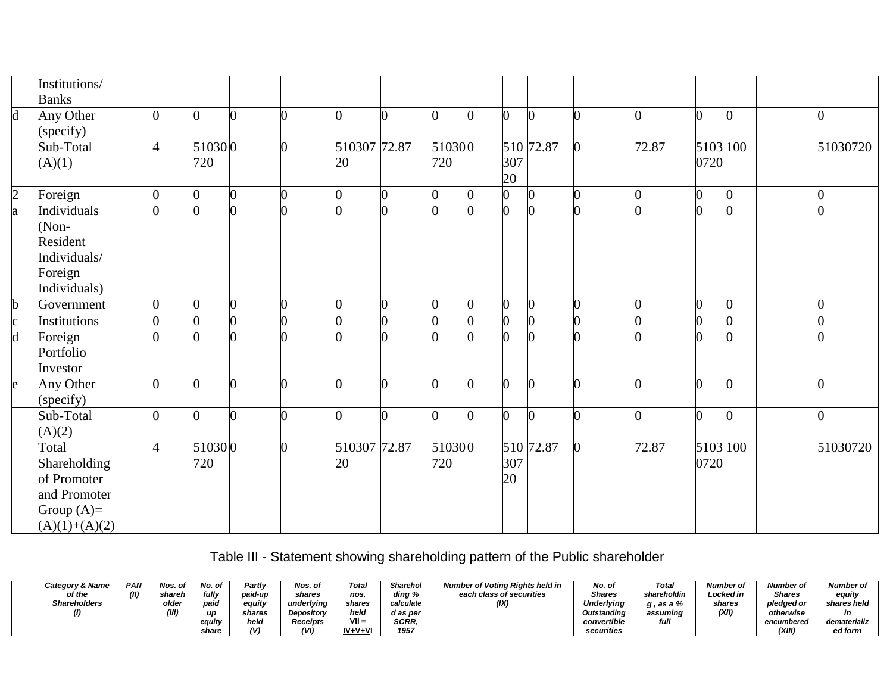| | | | | | | | | | | | | | | | | | | | |
|---|---|---|---|---|---|---|---|---|---|---|---|---|---|---|---|---|---|---|---|
| | Institutions/ Banks | | | | | | | | | | | | | | | | | | |
| d | Any Other (specify) | | 0 | 0 | 0 | 0 | 0 | 0 | 0 | 0 | 0 | 0 | 0 | 0 | 0 | 0 | | | 0 |
| | Sub-Total (A)(1) | | 4 | 51030720 | 0 | 0 | 51030720 | 72.87 | 51030720 | 0 | 51030720 | 72.87 | 0 | 72.87 | 51030720 | 100 | | | 51030720 |
| 2 | Foreign | | 0 | 0 | 0 | 0 | 0 | 0 | 0 | 0 | 0 | 0 | 0 | 0 | 0 | 0 | | | 0 |
| a | Individuals (Non-Resident Individuals/ Foreign Individuals) | | 0 | 0 | 0 | 0 | 0 | 0 | 0 | 0 | 0 | 0 | 0 | 0 | 0 | 0 | | | 0 |
| b | Government | | 0 | 0 | 0 | 0 | 0 | 0 | 0 | 0 | 0 | 0 | 0 | 0 | 0 | 0 | | | 0 |
| c | Institutions | | 0 | 0 | 0 | 0 | 0 | 0 | 0 | 0 | 0 | 0 | 0 | 0 | 0 | 0 | | | 0 |
| d | Foreign Portfolio Investor | | 0 | 0 | 0 | 0 | 0 | 0 | 0 | 0 | 0 | 0 | 0 | 0 | 0 | 0 | | | 0 |
| e | Any Other (specify) | | 0 | 0 | 0 | 0 | 0 | 0 | 0 | 0 | 0 | 0 | 0 | 0 | 0 | 0 | | | 0 |
| | Sub-Total (A)(2) | | 0 | 0 | 0 | 0 | 0 | 0 | 0 | 0 | 0 | 0 | 0 | 0 | 0 | 0 | | | 0 |
| | Total Shareholding of Promoter and Promoter Group (A)= (A)(1)+(A)(2) | | 4 | 51030720 | 0 | 0 | 51030720 | 72.87 | 51030720 | 0 | 51030720 | 72.87 | 0 | 72.87 | 51030720 | 100 | | | 51030720 |

## Table III - Statement showing shareholding pattern of the Public shareholder

| | Category & Name of the Shareholders (I) | PAN (II) | Nos. of shareholder (III) | No. of fully paid up equity share | Partly paid-up equity shares held (V) | Nos. of shares underlying Depository Receipts (VI) | Total nos. shares held VII = IV+V+VI | Shareholding % calculated as per SCRR, 1957 | Number of Voting Rights held in each class of securities (IX) | | | | No. of Shares Underlying Outstanding convertible securities | Total shareholding , as a % assuming full | Number of Locked in shares (XII) | | Number of Shares pledged or otherwise encumbered (XIII) | | Number of equity shares held in dematerialized form |
|---|---|---|---|---|---|---|---|---|---|---|---|---|---|---|---|---|---|---|---|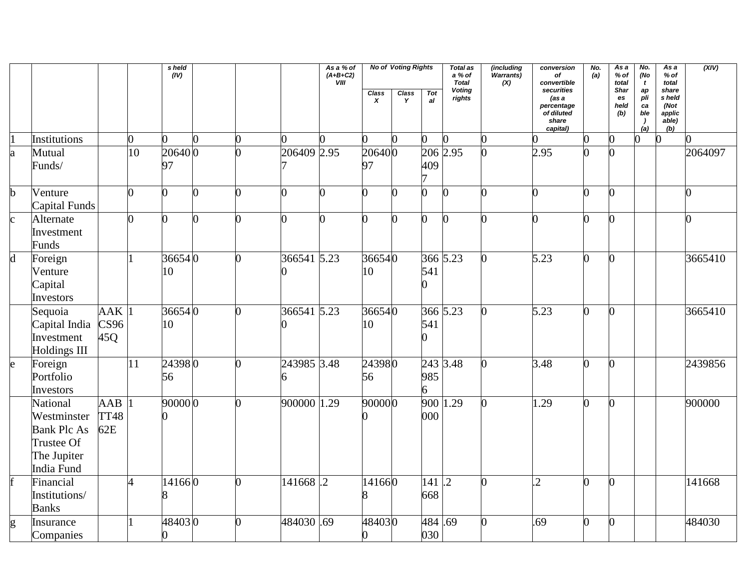| | | | | s held (IV) | | | | As a % of (A+B+C2) VIII | No of Voting Rights | | | Total as a % of Total Voting rights | (including Warrants) (X) | conversion of convertible securities (as a percentage of diluted share capital) | No. (a) | As a % of total Shares held (b) | No. (Not applicable) (a) | As a % of total shares held (Not applicable) (b) | (XIV) |
|---|---|---|---|---|---|---|---|---|---|---|---|---|---|---|---|---|---|---|---|
| | | | | | | | | | Class X | Class Y | Total | | | | | | | | |
| 1 | Institutions | | 0 | 0 | 0 | 0 | 0 | 0 | 0 | 0 | 0 | 0 | 0 | 0 | 0 | 0 | 0 | 0 | 0 |
| a | Mutual Funds/ | | 10 | 2064097 | 0 | 0 | 2064097 | 2.95 | 2064097 | 0 | 2064097 | 2.95 | 0 | 2.95 | 0 | 0 | | | 2064097 |
| b | Venture Capital Funds | | 0 | 0 | 0 | 0 | 0 | 0 | 0 | 0 | 0 | 0 | 0 | 0 | 0 | 0 | | | 0 |
| c | Alternate Investment Funds | | 0 | 0 | 0 | 0 | 0 | 0 | 0 | 0 | 0 | 0 | 0 | 0 | 0 | 0 | | | 0 |
| d | Foreign Venture Capital Investors | | 1 | 3665410 | 0 | 0 | 3665410 | 5.23 | 3665410 | 0 | 3665410 | 5.23 | 0 | 5.23 | 0 | 0 | | | 3665410 |
| | Sequoia Capital India Investment Holdings III | AAKCS9645Q | 1 | 3665410 | 0 | 0 | 3665410 | 5.23 | 3665410 | 0 | 3665410 | 5.23 | 0 | 5.23 | 0 | 0 | | | 3665410 |
| e | Foreign Portfolio Investors | | 11 | 2439856 | 0 | 0 | 2439856 | 3.48 | 2439856 | 0 | 2439856 | 3.48 | 0 | 3.48 | 0 | 0 | | | 2439856 |
| | National Westminster Bank Plc As Trustee Of The Jupiter India Fund | AABTT4862E | 1 | 900000 | 0 | 0 | 900000 | 1.29 | 900000 | 0 | 900000 | 1.29 | 0 | 1.29 | 0 | 0 | | | 900000 |
| f | Financial Institutions/ Banks | | 4 | 141668 | 0 | 0 | 141668 | .2 | 141668 | 0 | 141668 | .2 | 0 | .2 | 0 | 0 | | | 141668 |
| g | Insurance Companies | | 1 | 484030 | 0 | 0 | 484030 | .69 | 484030 | 0 | 484030 | .69 | 0 | .69 | 0 | 0 | | | 484030 |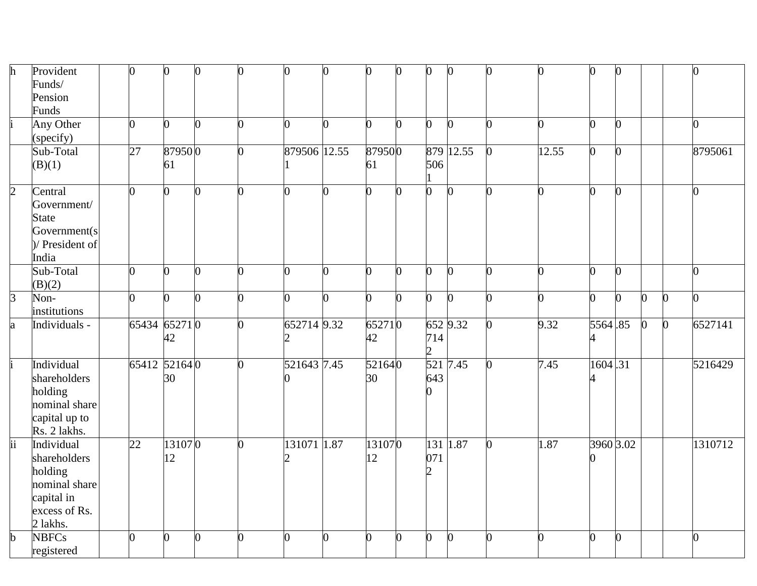| | | | | | | | | | | | | | | | | | | | |
|---|---|---|---|---|---|---|---|---|---|---|---|---|---|---|---|---|---|---|---|
| h | Provident Funds/ Pension Funds | | 0 | 0 | 0 | 0 | 0 | 0 | 0 | 0 | 0 | 0 | 0 | 0 | 0 | 0 | | | 0 |
| i | Any Other (specify) | | 0 | 0 | 0 | 0 | 0 | 0 | 0 | 0 | 0 | 0 | 0 | 0 | 0 | 0 | | | 0 |
| | Sub-Total (B)(1) | | 27 | 8795061 | 0 | 0 | 8795061 | 12.55 | 8795061 | 0 | 8795061 | 12.55 | 0 | 12.55 | 0 | 0 | | | 8795061 |
| 2 | Central Government/ State Government(s)/ President of India | | 0 | 0 | 0 | 0 | 0 | 0 | 0 | 0 | 0 | 0 | 0 | 0 | 0 | 0 | | | 0 |
| | Sub-Total (B)(2) | | 0 | 0 | 0 | 0 | 0 | 0 | 0 | 0 | 0 | 0 | 0 | 0 | 0 | 0 | | | 0 |
| 3 | Non-institutions | | 0 | 0 | 0 | 0 | 0 | 0 | 0 | 0 | 0 | 0 | 0 | 0 | 0 | 0 | 0 | 0 | 0 |
| a | Individuals - | | 65434 | 6527142 | 0 | 0 | 6527142 | 9.32 | 6527142 | 0 | 6527142 | 9.32 | 0 | 9.32 | 55644 | .85 | 0 | 0 | 6527141 |
| i | Individual shareholders holding nominal share capital up to Rs. 2 lakhs. | | 65412 | 5216430 | 0 | 0 | 5216430 | 7.45 | 5216430 | 0 | 5216430 | 7.45 | 0 | 7.45 | 16044 | .31 | | | 5216429 |
| ii | Individual shareholders holding nominal share capital in excess of Rs. 2 lakhs. | | 22 | 1310712 | 0 | 0 | 1310712 | 1.87 | 1310712 | 0 | 1310712 | 1.87 | 0 | 1.87 | 39600 | 3.02 | | | 1310712 |
| b | NBFCs registered | | 0 | 0 | 0 | 0 | 0 | 0 | 0 | 0 | 0 | 0 | 0 | 0 | 0 | 0 | | | 0 |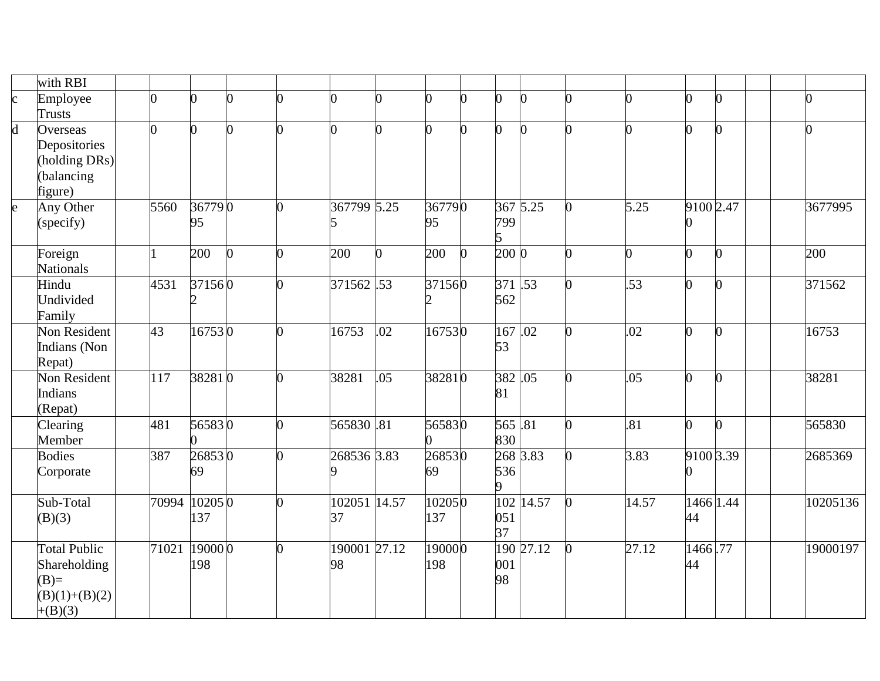| | with RBI | | | | | | | | | | | | | | | | | | |
|---|---|---|---|---|---|---|---|---|---|---|---|---|---|---|---|---|---|---|---|
| c | Employee Trusts | | 0 | 0 | 0 | 0 | 0 | 0 | 0 | 0 | 0 | 0 | 0 | 0 | 0 | 0 | | | 0 |
| d | Overseas Depositories (holding DRs) (balancing figure) | | 0 | 0 | 0 | 0 | 0 | 0 | 0 | 0 | 0 | 0 | 0 | 0 | 0 | 0 | | | 0 |
| e | Any Other (specify) | | 5560 | 3677995 | 0 | 0 | 3677995 | 5.25 | 3677995 | 0 | 3677995 | 5.25 | 0 | 5.25 | 91000 | 2.47 | | | 3677995 |
| | Foreign Nationals | | 1 | 200 | 0 | 0 | 200 | 0 | 200 | 0 | 200 | 0 | 0 | 0 | 0 | 0 | | | 200 |
| | Hindu Undivided Family | | 4531 | 371562 | 0 | 0 | 371562 | .53 | 371562 | 0 | 371562 | .53 | 0 | .53 | 0 | 0 | | | 371562 |
| | Non Resident Indians (Non Repat) | | 43 | 16753 | 0 | 0 | 16753 | .02 | 16753 | 0 | 16753 | .02 | 0 | .02 | 0 | 0 | | | 16753 |
| | Non Resident Indians (Repat) | | 117 | 38281 | 0 | 0 | 38281 | .05 | 38281 | 0 | 38281 | .05 | 0 | .05 | 0 | 0 | | | 38281 |
| | Clearing Member | | 481 | 565830 | 0 | 0 | 565830 | .81 | 565830 | 0 | 565830 | .81 | 0 | .81 | 0 | 0 | | | 565830 |
| | Bodies Corporate | | 387 | 2685369 | 0 | 0 | 2685369 | 3.83 | 2685369 | 0 | 2685369 | 3.83 | 0 | 3.83 | 91000 | 3.39 | | | 2685369 |
| | Sub-Total (B)(3) | | 70994 | 10205137 | 0 | 0 | 10205137 | 14.57 | 10205137 | 0 | 10205137 | 14.57 | 0 | 14.57 | 146644 | 1.44 | | | 10205136 |
| | Total Public Shareholding (B)=(B)(1)+(B)(2)+(B)(3) | | 71021 | 19000198 | 0 | 0 | 19000198 | 27.12 | 19000198 | 0 | 19000198 | 27.12 | 0 | 27.12 | 146644 | .77 | | | 19000197 |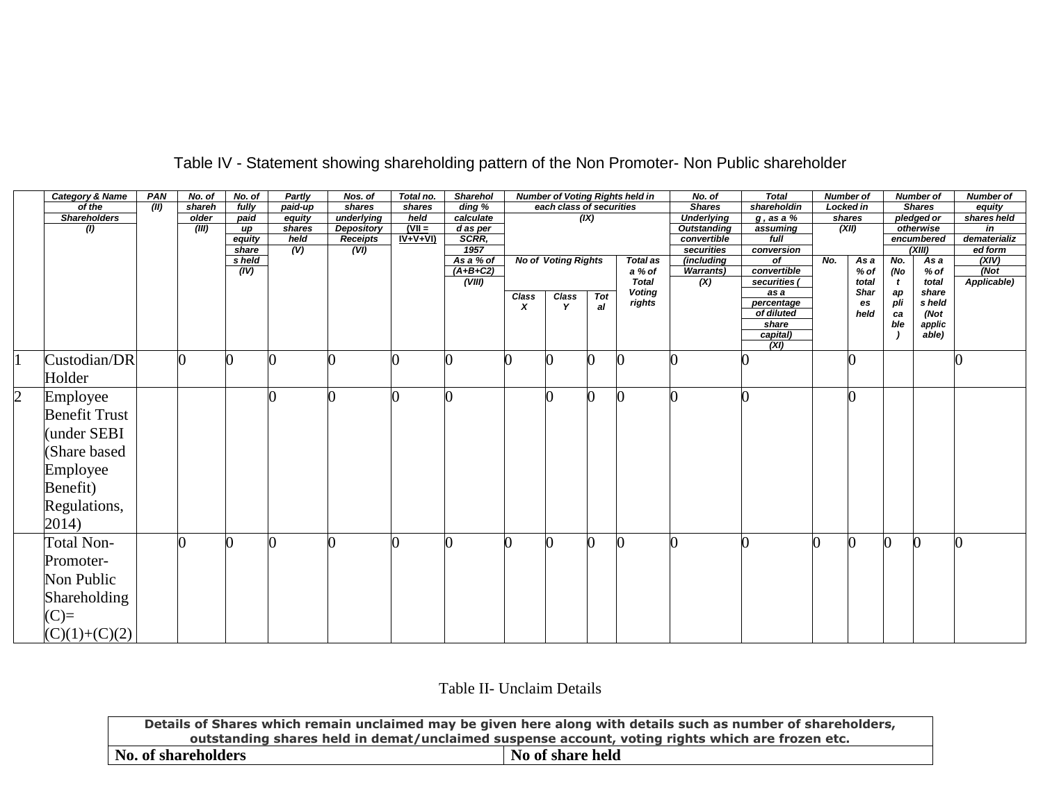# Table IV - Statement showing shareholding pattern of the Non Promoter- Non Public shareholder

| | Category & Name of the Shareholders (I) | PAN (II) | No. of shareholder (III) | No. of fully paid up equity shares held (IV) | Partly paid-up equity shares held (V) | Nos. of shares underlying Depository Receipts (VI) | Total no. shares held (VII = IV+V+VI) | Shareholding % calculated as per SCRR, 1957 As a % of (A+B+C2) (VIII) | Number of Voting Rights held in each class of securities (IX) | | | | No. of Shares Underlying Outstanding convertible securities (including Warrants) (X) | Total shareholding , as a % assuming full conversion of convertible securities ( as a percentage of diluted share capital) (XI) | Number of Locked in shares (XII) | | Number of Shares pledged or otherwise encumbered (XIII) | | Number of equity shares held in dematerialized form (XIV) (Not Applicable) |
|---|---|---|---|---|---|---|---|---|---|---|---|---|---|---|---|---|---|---|---|
| | | | | | | | | | No of Voting Rights | | | Total as a % of Total Voting rights | | | No. | As a % of total Shares held | No. (Not applicable) | As a % of total shares held (Not applicable) | |
| | | | | | | | | | Class X | Class Y | Total | | | | | | | | |
| 1 | Custodian/DR Holder | | 0 | 0 | 0 | 0 | 0 | 0 | 0 | 0 | 0 | 0 | 0 | 0 | | 0 | | | 0 |
| 2 | Employee Benefit Trust (under SEBI (Share based Employee Benefit) Regulations, 2014) | | | | 0 | 0 | 0 | 0 | | 0 | 0 | 0 | 0 | 0 | | 0 | | | |
| | Total Non-Promoter- Non Public Shareholding (C)= (C)(1)+(C)(2) | | 0 | 0 | 0 | 0 | 0 | 0 | 0 | 0 | 0 | 0 | 0 | 0 | 0 | 0 | 0 | 0 | 0 |

## Table II- Unclaim Details

| Details of Shares which remain unclaimed may be given here along with details such as number of shareholders, outstanding shares held in demat/unclaimed suspense account, voting rights which are frozen etc. | |
|---|---|
| **No. of shareholders** | **No of share held** |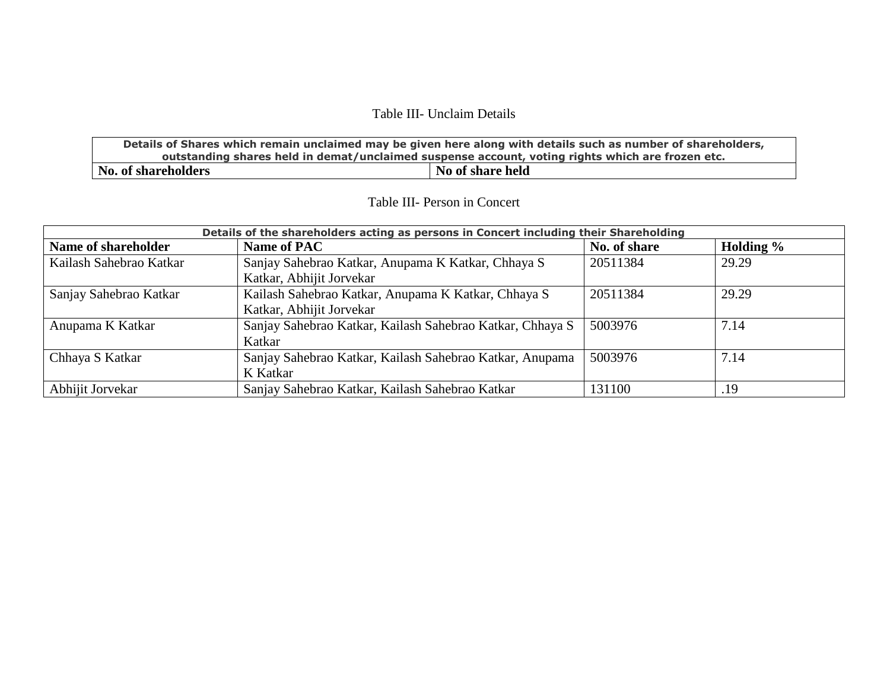Table III- Unclaim Details

| Details of Shares which remain unclaimed may be given here along with details such as number of shareholders, outstanding shares held in demat/unclaimed suspense account, voting rights which are frozen etc. | |
|---|---|
| **No. of shareholders** | **No of share held** |

Table III- Person in Concert

| Details of the shareholders acting as persons in Concert including their Shareholding | | | |
|---|---|---|---|
| **Name of shareholder** | **Name of PAC** | **No. of share** | **Holding %** |
| Kailash Sahebrao Katkar | Sanjay Sahebrao Katkar, Anupama K Katkar, Chhaya S Katkar, Abhijit Jorvekar | 20511384 | 29.29 |
| Sanjay Sahebrao Katkar | Kailash Sahebrao Katkar, Anupama K Katkar, Chhaya S Katkar, Abhijit Jorvekar | 20511384 | 29.29 |
| Anupama K Katkar | Sanjay Sahebrao Katkar, Kailash Sahebrao Katkar, Chhaya S Katkar | 5003976 | 7.14 |
| Chhaya S Katkar | Sanjay Sahebrao Katkar, Kailash Sahebrao Katkar, Anupama K Katkar | 5003976 | 7.14 |
| Abhijit Jorvekar | Sanjay Sahebrao Katkar, Kailash Sahebrao Katkar | 131100 | .19 |